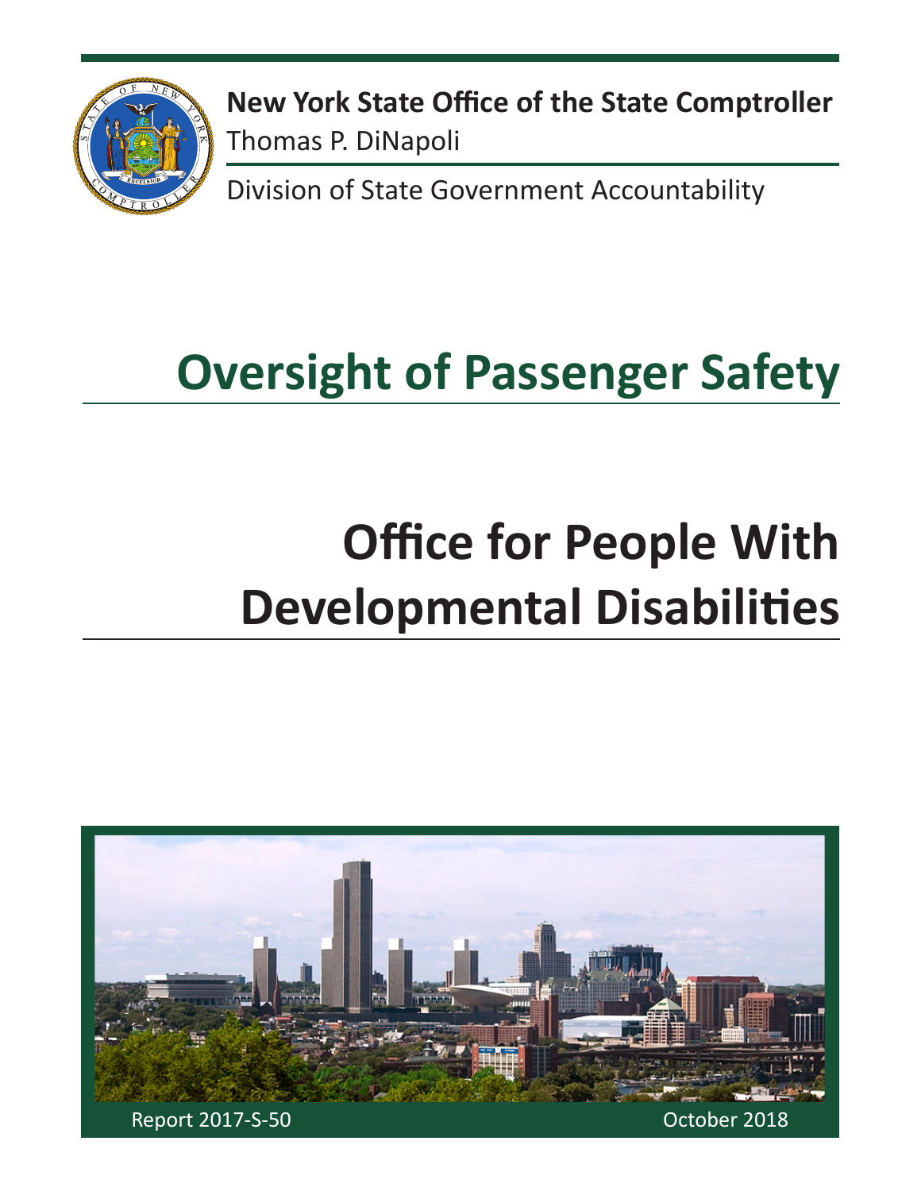**New York State Office of the State Comptroller**
Thomas P. DiNapoli

Division of State Government Accountability

# Oversight of Passenger Safety

# Office for People With Developmental Disabilities

Report 2017-S-50

October 2018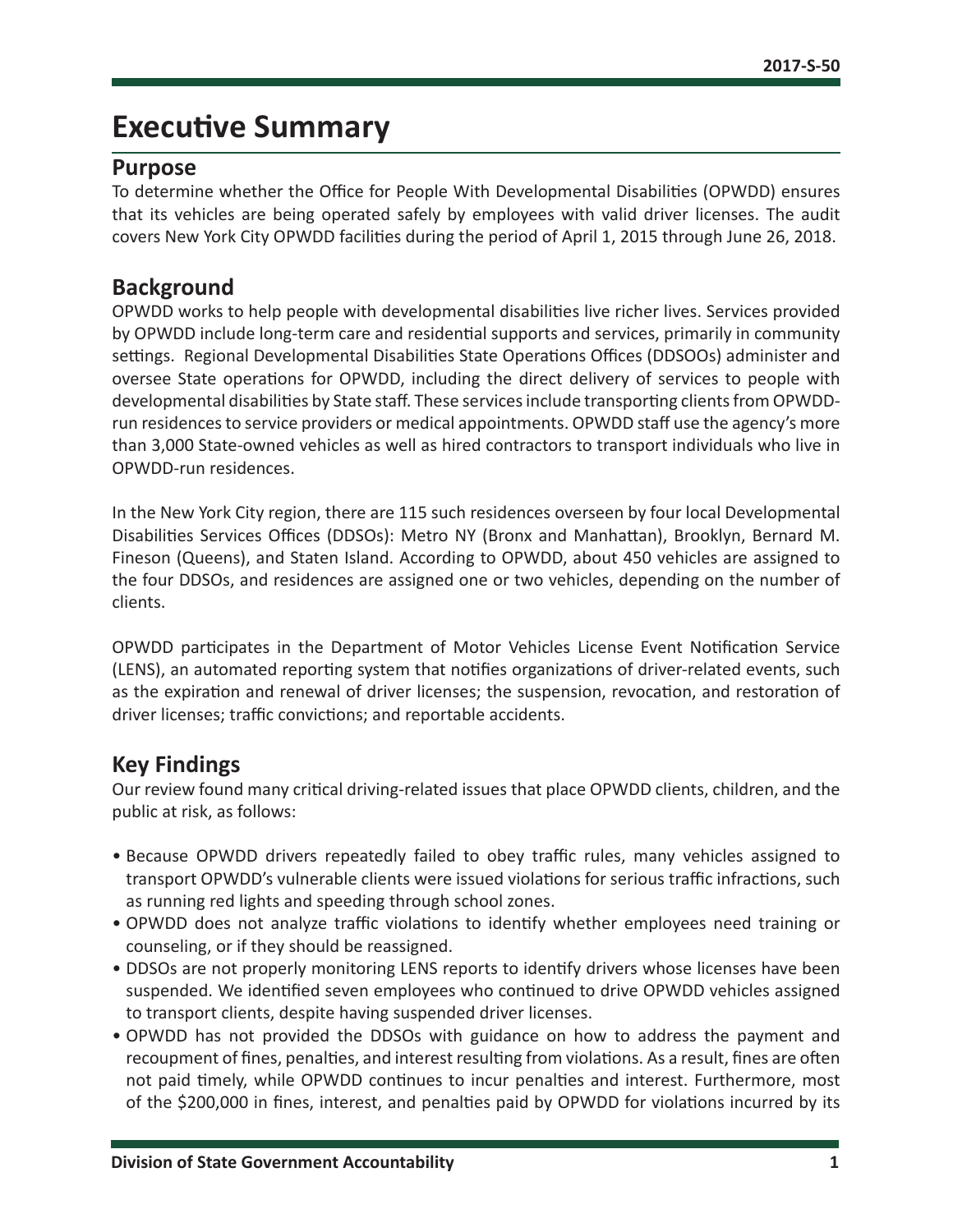# Executive Summary

## Purpose

To determine whether the Office for People With Developmental Disabilities (OPWDD) ensures that its vehicles are being operated safely by employees with valid driver licenses. The audit covers New York City OPWDD facilities during the period of April 1, 2015 through June 26, 2018.

## Background

OPWDD works to help people with developmental disabilities live richer lives. Services provided by OPWDD include long-term care and residential supports and services, primarily in community settings. Regional Developmental Disabilities State Operations Offices (DDSOOs) administer and oversee State operations for OPWDD, including the direct delivery of services to people with developmental disabilities by State staff. These services include transporting clients from OPWDD-run residences to service providers or medical appointments. OPWDD staff use the agency's more than 3,000 State-owned vehicles as well as hired contractors to transport individuals who live in OPWDD-run residences.

In the New York City region, there are 115 such residences overseen by four local Developmental Disabilities Services Offices (DDSOs): Metro NY (Bronx and Manhattan), Brooklyn, Bernard M. Fineson (Queens), and Staten Island. According to OPWDD, about 450 vehicles are assigned to the four DDSOs, and residences are assigned one or two vehicles, depending on the number of clients.

OPWDD participates in the Department of Motor Vehicles License Event Notification Service (LENS), an automated reporting system that notifies organizations of driver-related events, such as the expiration and renewal of driver licenses; the suspension, revocation, and restoration of driver licenses; traffic convictions; and reportable accidents.

## Key Findings

Our review found many critical driving-related issues that place OPWDD clients, children, and the public at risk, as follows:

- Because OPWDD drivers repeatedly failed to obey traffic rules, many vehicles assigned to transport OPWDD's vulnerable clients were issued violations for serious traffic infractions, such as running red lights and speeding through school zones.
- OPWDD does not analyze traffic violations to identify whether employees need training or counseling, or if they should be reassigned.
- DDSOs are not properly monitoring LENS reports to identify drivers whose licenses have been suspended. We identified seven employees who continued to drive OPWDD vehicles assigned to transport clients, despite having suspended driver licenses.
- OPWDD has not provided the DDSOs with guidance on how to address the payment and recoupment of fines, penalties, and interest resulting from violations. As a result, fines are often not paid timely, while OPWDD continues to incur penalties and interest. Furthermore, most of the $200,000 in fines, interest, and penalties paid by OPWDD for violations incurred by its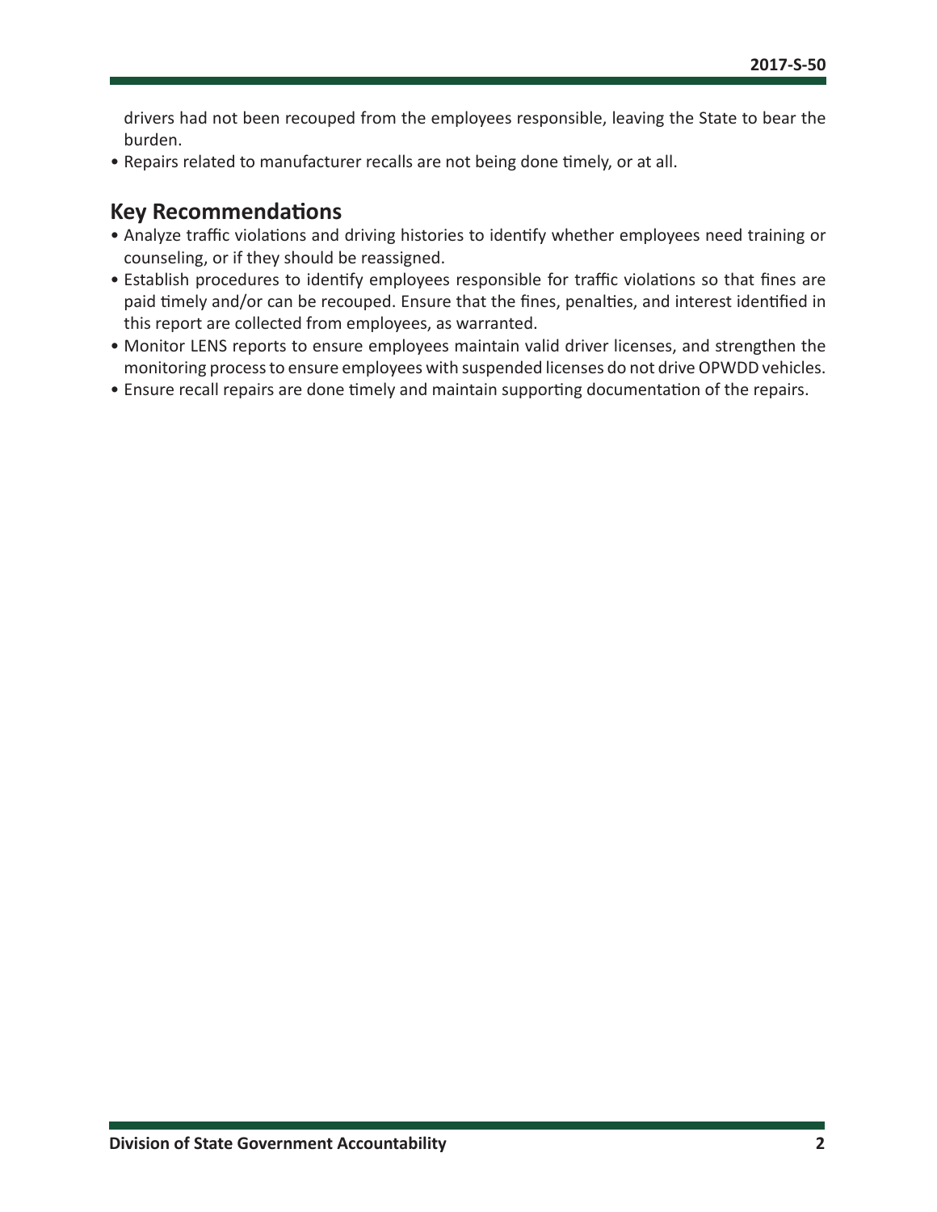drivers had not been recouped from the employees responsible, leaving the State to bear the burden.

- Repairs related to manufacturer recalls are not being done timely, or at all.

## Key Recommendations

- Analyze traffic violations and driving histories to identify whether employees need training or counseling, or if they should be reassigned.
- Establish procedures to identify employees responsible for traffic violations so that fines are paid timely and/or can be recouped. Ensure that the fines, penalties, and interest identified in this report are collected from employees, as warranted.
- Monitor LENS reports to ensure employees maintain valid driver licenses, and strengthen the monitoring process to ensure employees with suspended licenses do not drive OPWDD vehicles.
- Ensure recall repairs are done timely and maintain supporting documentation of the repairs.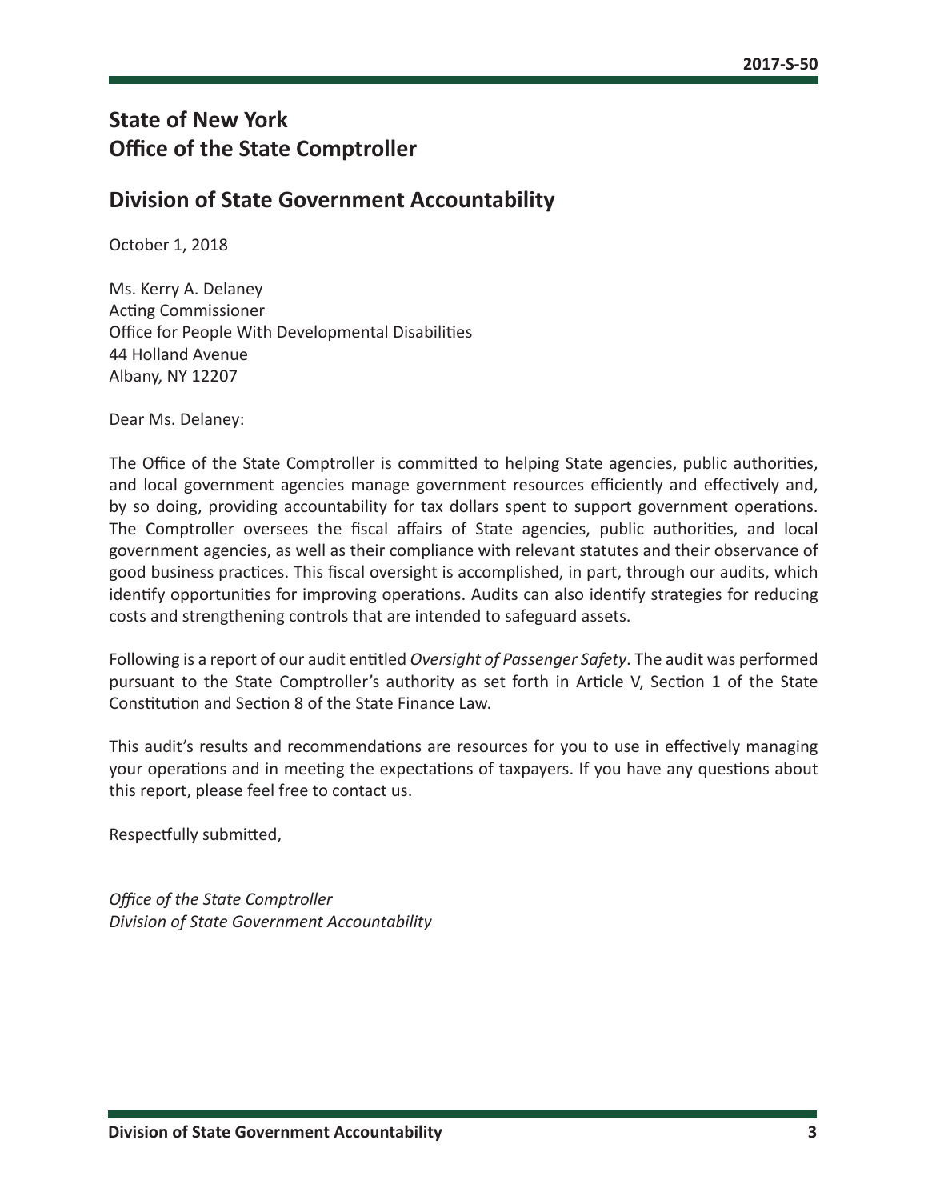# State of New York
# Office of the State Comptroller

## Division of State Government Accountability

October 1, 2018

Ms. Kerry A. Delaney
Acting Commissioner
Office for People With Developmental Disabilities
44 Holland Avenue
Albany, NY 12207

Dear Ms. Delaney:

The Office of the State Comptroller is committed to helping State agencies, public authorities, and local government agencies manage government resources efficiently and effectively and, by so doing, providing accountability for tax dollars spent to support government operations. The Comptroller oversees the fiscal affairs of State agencies, public authorities, and local government agencies, as well as their compliance with relevant statutes and their observance of good business practices. This fiscal oversight is accomplished, in part, through our audits, which identify opportunities for improving operations. Audits can also identify strategies for reducing costs and strengthening controls that are intended to safeguard assets.

Following is a report of our audit entitled *Oversight of Passenger Safety*. The audit was performed pursuant to the State Comptroller's authority as set forth in Article V, Section 1 of the State Constitution and Section 8 of the State Finance Law.

This audit's results and recommendations are resources for you to use in effectively managing your operations and in meeting the expectations of taxpayers. If you have any questions about this report, please feel free to contact us.

Respectfully submitted,

*Office of the State Comptroller*
*Division of State Government Accountability*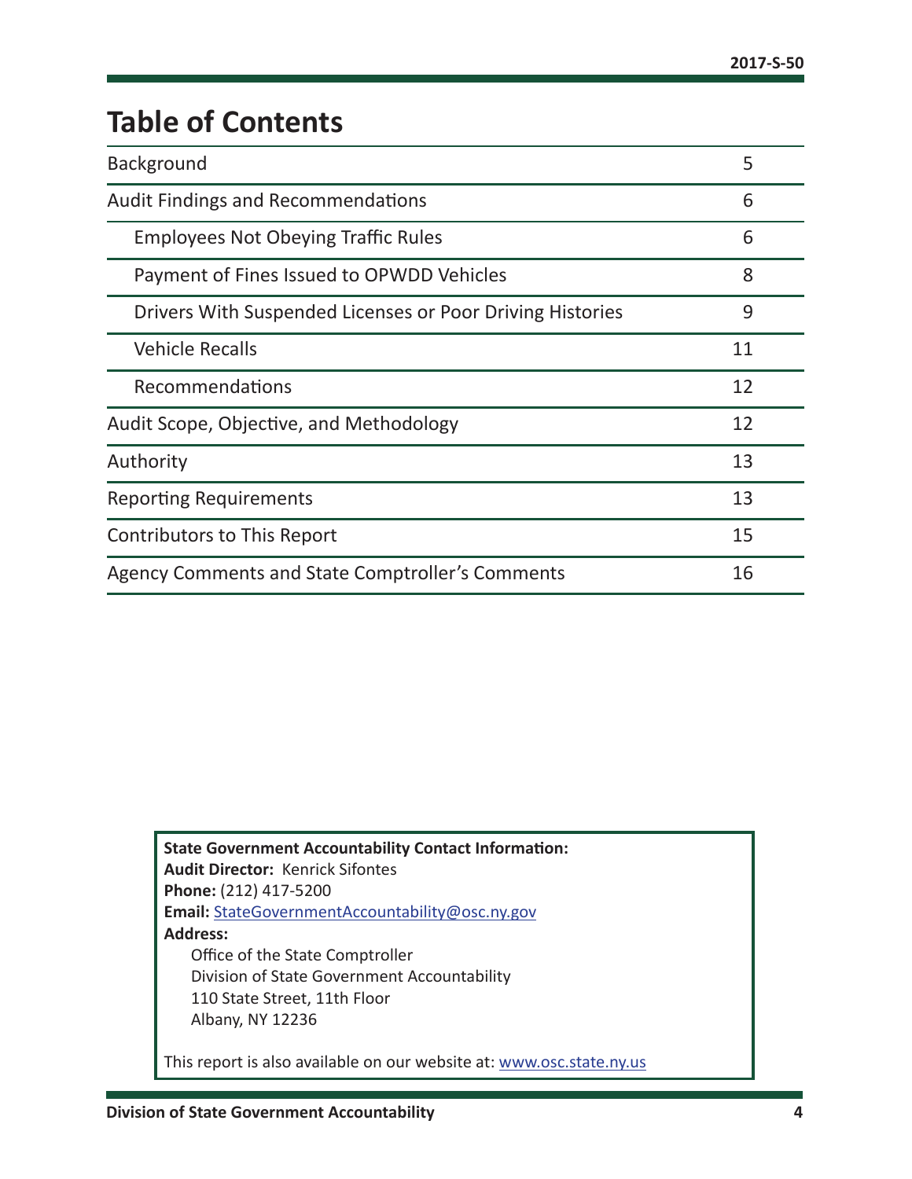# Table of Contents

| | |
|---|---|
| Background | 5 |
| Audit Findings and Recommendations | 6 |
| Employees Not Obeying Traffic Rules | 6 |
| Payment of Fines Issued to OPWDD Vehicles | 8 |
| Drivers With Suspended Licenses or Poor Driving Histories | 9 |
| Vehicle Recalls | 11 |
| Recommendations | 12 |
| Audit Scope, Objective, and Methodology | 12 |
| Authority | 13 |
| Reporting Requirements | 13 |
| Contributors to This Report | 15 |
| Agency Comments and State Comptroller's Comments | 16 |

**State Government Accountability Contact Information:**
**Audit Director:** Kenrick Sifontes
**Phone:** (212) 417-5200
**Email:** StateGovernmentAccountability@osc.ny.gov
**Address:**
Office of the State Comptroller
Division of State Government Accountability
110 State Street, 11th Floor
Albany, NY 12236

This report is also available on our website at: www.osc.state.ny.us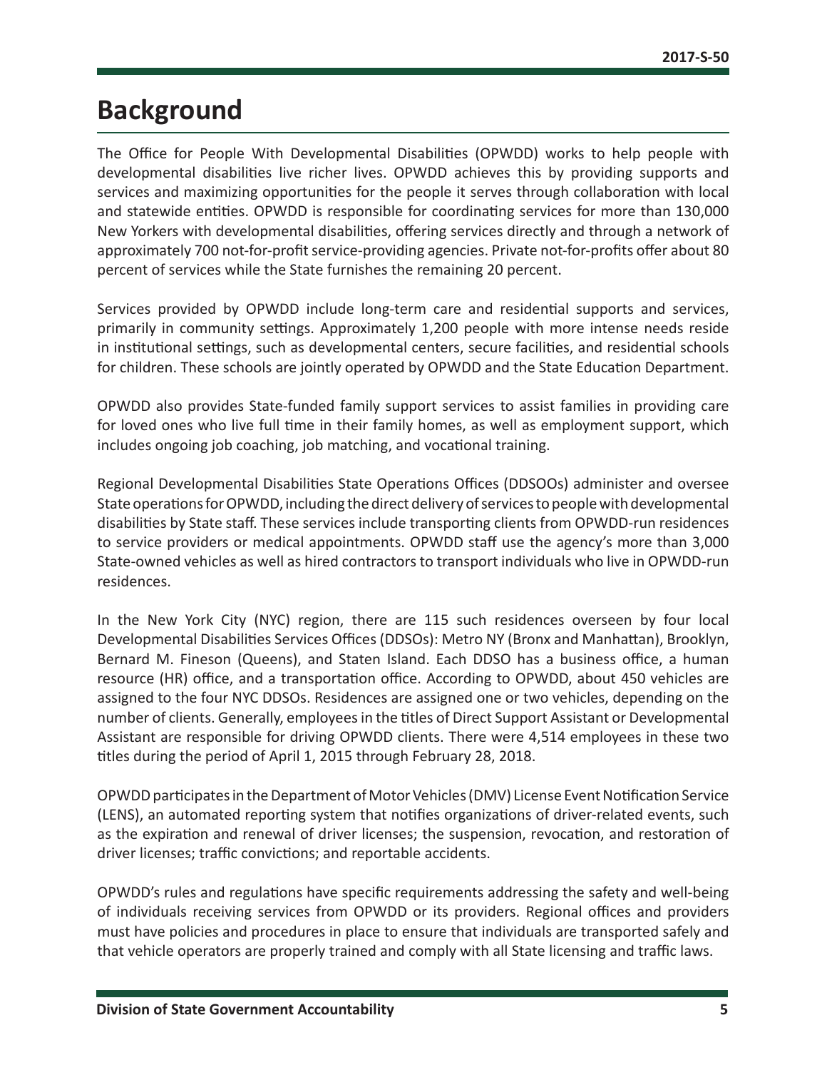# Background

The Office for People With Developmental Disabilities (OPWDD) works to help people with developmental disabilities live richer lives. OPWDD achieves this by providing supports and services and maximizing opportunities for the people it serves through collaboration with local and statewide entities. OPWDD is responsible for coordinating services for more than 130,000 New Yorkers with developmental disabilities, offering services directly and through a network of approximately 700 not-for-profit service-providing agencies. Private not-for-profits offer about 80 percent of services while the State furnishes the remaining 20 percent.

Services provided by OPWDD include long-term care and residential supports and services, primarily in community settings. Approximately 1,200 people with more intense needs reside in institutional settings, such as developmental centers, secure facilities, and residential schools for children. These schools are jointly operated by OPWDD and the State Education Department.

OPWDD also provides State-funded family support services to assist families in providing care for loved ones who live full time in their family homes, as well as employment support, which includes ongoing job coaching, job matching, and vocational training.

Regional Developmental Disabilities State Operations Offices (DDSOOs) administer and oversee State operations for OPWDD, including the direct delivery of services to people with developmental disabilities by State staff. These services include transporting clients from OPWDD-run residences to service providers or medical appointments. OPWDD staff use the agency's more than 3,000 State-owned vehicles as well as hired contractors to transport individuals who live in OPWDD-run residences.

In the New York City (NYC) region, there are 115 such residences overseen by four local Developmental Disabilities Services Offices (DDSOs): Metro NY (Bronx and Manhattan), Brooklyn, Bernard M. Fineson (Queens), and Staten Island. Each DDSO has a business office, a human resource (HR) office, and a transportation office. According to OPWDD, about 450 vehicles are assigned to the four NYC DDSOs. Residences are assigned one or two vehicles, depending on the number of clients. Generally, employees in the titles of Direct Support Assistant or Developmental Assistant are responsible for driving OPWDD clients. There were 4,514 employees in these two titles during the period of April 1, 2015 through February 28, 2018.

OPWDD participates in the Department of Motor Vehicles (DMV) License Event Notification Service (LENS), an automated reporting system that notifies organizations of driver-related events, such as the expiration and renewal of driver licenses; the suspension, revocation, and restoration of driver licenses; traffic convictions; and reportable accidents.

OPWDD's rules and regulations have specific requirements addressing the safety and well-being of individuals receiving services from OPWDD or its providers. Regional offices and providers must have policies and procedures in place to ensure that individuals are transported safely and that vehicle operators are properly trained and comply with all State licensing and traffic laws.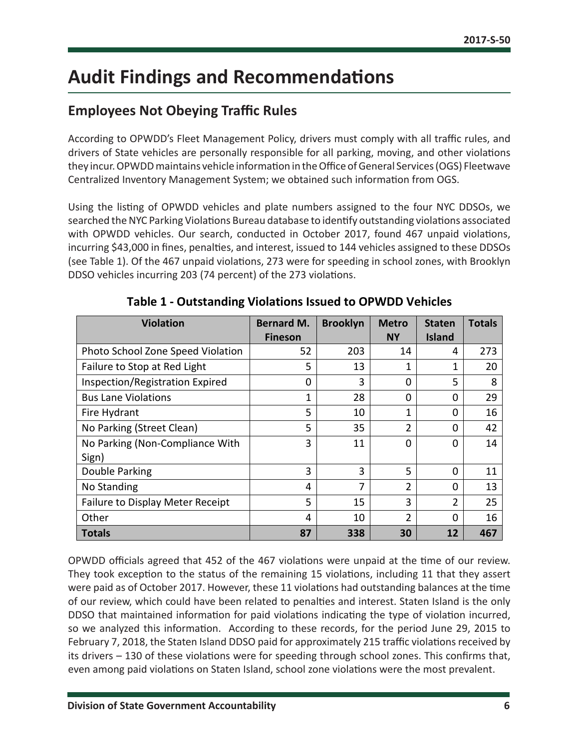# Audit Findings and Recommendations

## Employees Not Obeying Traffic Rules

According to OPWDD's Fleet Management Policy, drivers must comply with all traffic rules, and drivers of State vehicles are personally responsible for all parking, moving, and other violations they incur. OPWDD maintains vehicle information in the Office of General Services (OGS) Fleetwave Centralized Inventory Management System; we obtained such information from OGS.

Using the listing of OPWDD vehicles and plate numbers assigned to the four NYC DDSOs, we searched the NYC Parking Violations Bureau database to identify outstanding violations associated with OPWDD vehicles. Our search, conducted in October 2017, found 467 unpaid violations, incurring $43,000 in fines, penalties, and interest, issued to 144 vehicles assigned to these DDSOs (see Table 1). Of the 467 unpaid violations, 273 were for speeding in school zones, with Brooklyn DDSO vehicles incurring 203 (74 percent) of the 273 violations.

**Table 1 - Outstanding Violations Issued to OPWDD Vehicles**

| Violation | Bernard M. Fineson | Brooklyn | Metro NY | Staten Island | Totals |
|---|---|---|---|---|---|
| Photo School Zone Speed Violation | 52 | 203 | 14 | 4 | 273 |
| Failure to Stop at Red Light | 5 | 13 | 1 | 1 | 20 |
| Inspection/Registration Expired | 0 | 3 | 0 | 5 | 8 |
| Bus Lane Violations | 1 | 28 | 0 | 0 | 29 |
| Fire Hydrant | 5 | 10 | 1 | 0 | 16 |
| No Parking (Street Clean) | 5 | 35 | 2 | 0 | 42 |
| No Parking (Non-Compliance With Sign) | 3 | 11 | 0 | 0 | 14 |
| Double Parking | 3 | 3 | 5 | 0 | 11 |
| No Standing | 4 | 7 | 2 | 0 | 13 |
| Failure to Display Meter Receipt | 5 | 15 | 3 | 2 | 25 |
| Other | 4 | 10 | 2 | 0 | 16 |
| **Totals** | **87** | **338** | **30** | **12** | **467** |

OPWDD officials agreed that 452 of the 467 violations were unpaid at the time of our review. They took exception to the status of the remaining 15 violations, including 11 that they assert were paid as of October 2017. However, these 11 violations had outstanding balances at the time of our review, which could have been related to penalties and interest. Staten Island is the only DDSO that maintained information for paid violations indicating the type of violation incurred, so we analyzed this information. According to these records, for the period June 29, 2015 to February 7, 2018, the Staten Island DDSO paid for approximately 215 traffic violations received by its drivers – 130 of these violations were for speeding through school zones. This confirms that, even among paid violations on Staten Island, school zone violations were the most prevalent.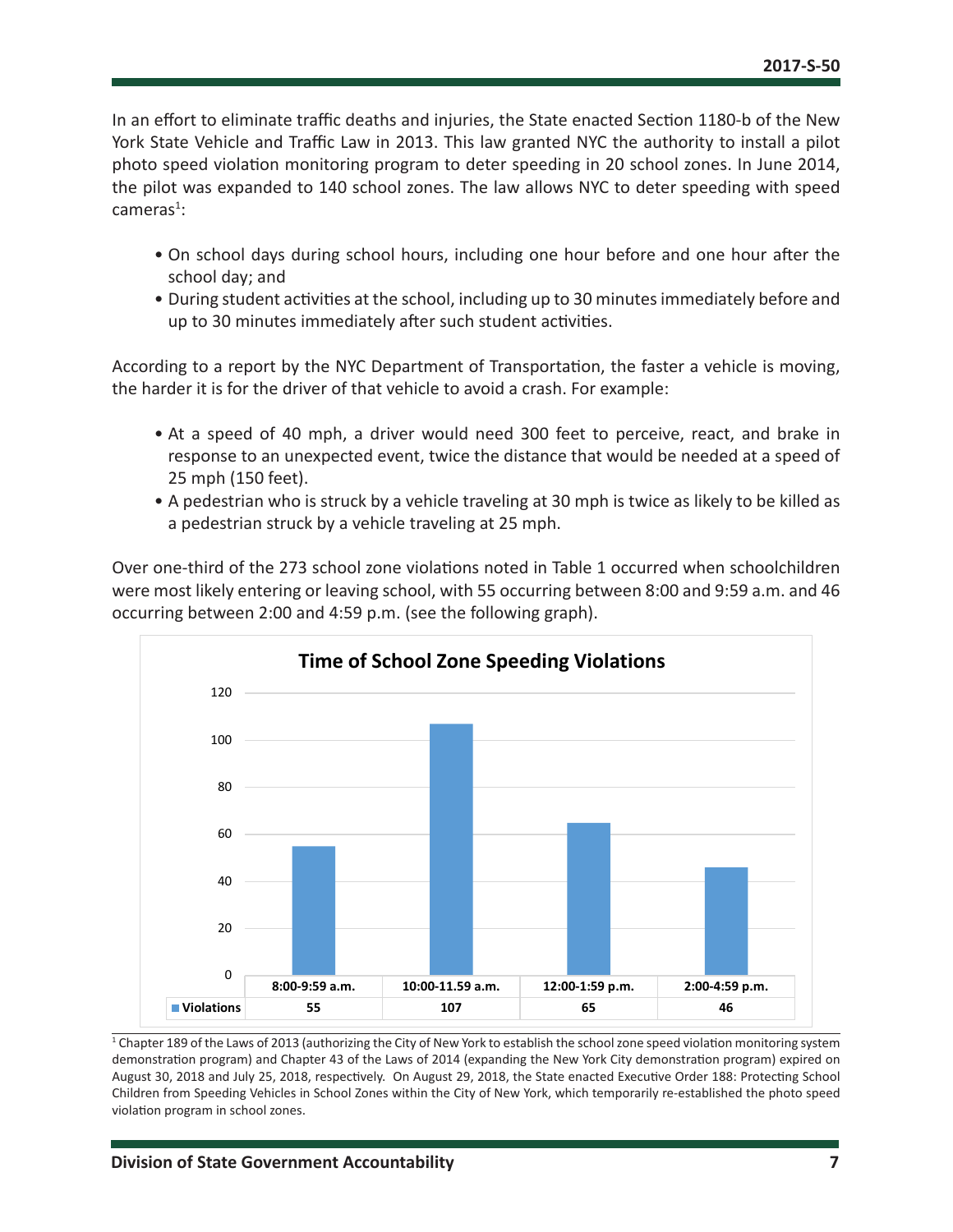In an effort to eliminate traffic deaths and injuries, the State enacted Section 1180-b of the New York State Vehicle and Traffic Law in 2013. This law granted NYC the authority to install a pilot photo speed violation monitoring program to deter speeding in 20 school zones. In June 2014, the pilot was expanded to 140 school zones. The law allows NYC to deter speeding with speed cameras[1]:

- On school days during school hours, including one hour before and one hour after the school day; and
- During student activities at the school, including up to 30 minutes immediately before and up to 30 minutes immediately after such student activities.

According to a report by the NYC Department of Transportation, the faster a vehicle is moving, the harder it is for the driver of that vehicle to avoid a crash. For example:

- At a speed of 40 mph, a driver would need 300 feet to perceive, react, and brake in response to an unexpected event, twice the distance that would be needed at a speed of 25 mph (150 feet).
- A pedestrian who is struck by a vehicle traveling at 30 mph is twice as likely to be killed as a pedestrian struck by a vehicle traveling at 25 mph.

Over one-third of the 273 school zone violations noted in Table 1 occurred when schoolchildren were most likely entering or leaving school, with 55 occurring between 8:00 and 9:59 a.m. and 46 occurring between 2:00 and 4:59 p.m. (see the following graph).

**Time of School Zone Speeding Violations**

| | 8:00-9:59 a.m. | 10:00-11.59 a.m. | 12:00-1:59 p.m. | 2:00-4:59 p.m. |
|---|---|---|---|---|
| Violations | 55 | 107 | 65 | 46 |

[1] Chapter 189 of the Laws of 2013 (authorizing the City of New York to establish the school zone speed violation monitoring system demonstration program) and Chapter 43 of the Laws of 2014 (expanding the New York City demonstration program) expired on August 30, 2018 and July 25, 2018, respectively. On August 29, 2018, the State enacted Executive Order 188: Protecting School Children from Speeding Vehicles in School Zones within the City of New York, which temporarily re-established the photo speed violation program in school zones.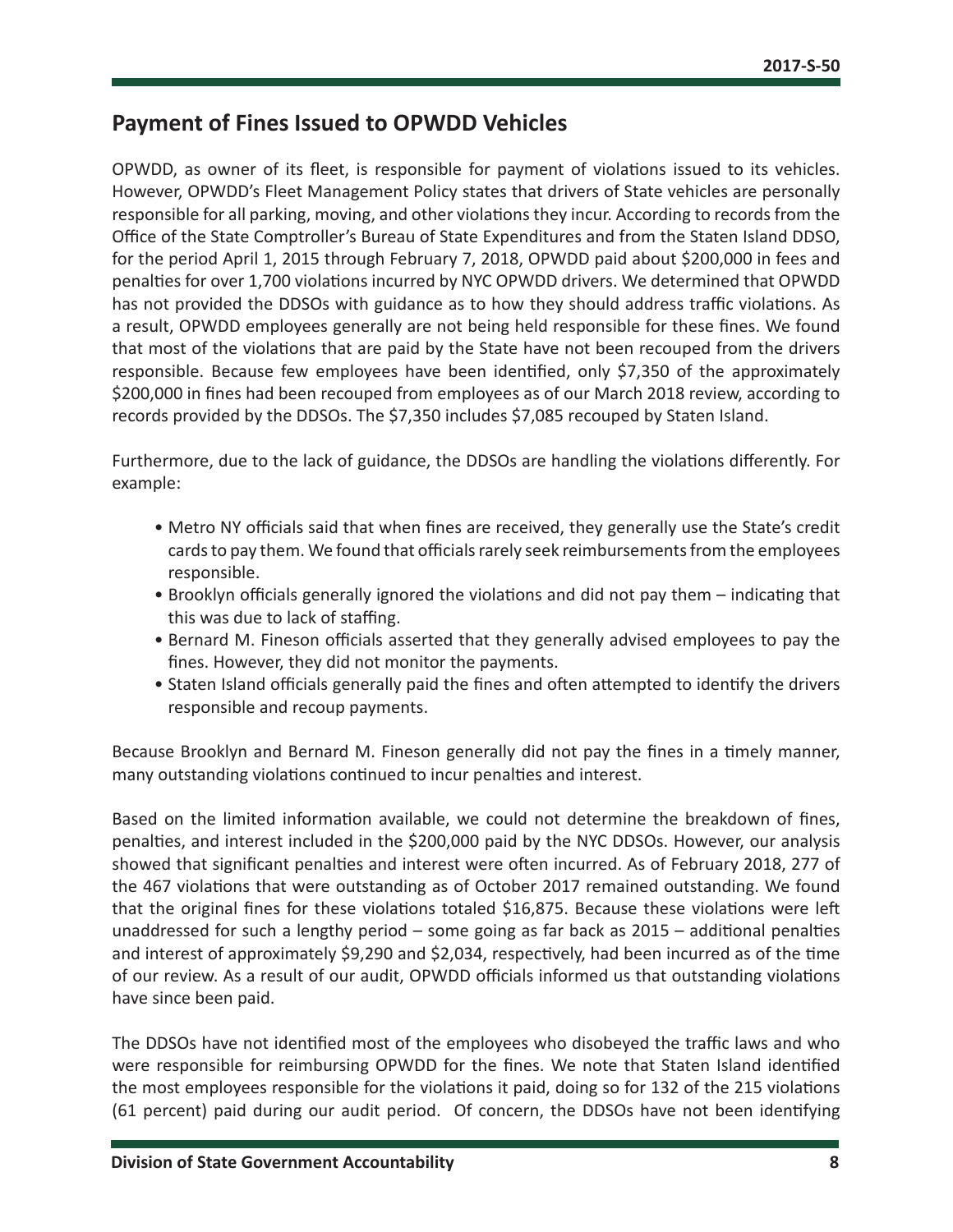## Payment of Fines Issued to OPWDD Vehicles

OPWDD, as owner of its fleet, is responsible for payment of violations issued to its vehicles. However, OPWDD's Fleet Management Policy states that drivers of State vehicles are personally responsible for all parking, moving, and other violations they incur. According to records from the Office of the State Comptroller's Bureau of State Expenditures and from the Staten Island DDSO, for the period April 1, 2015 through February 7, 2018, OPWDD paid about $200,000 in fees and penalties for over 1,700 violations incurred by NYC OPWDD drivers. We determined that OPWDD has not provided the DDSOs with guidance as to how they should address traffic violations. As a result, OPWDD employees generally are not being held responsible for these fines. We found that most of the violations that are paid by the State have not been recouped from the drivers responsible. Because few employees have been identified, only $7,350 of the approximately $200,000 in fines had been recouped from employees as of our March 2018 review, according to records provided by the DDSOs. The $7,350 includes $7,085 recouped by Staten Island.

Furthermore, due to the lack of guidance, the DDSOs are handling the violations differently. For example:

- Metro NY officials said that when fines are received, they generally use the State's credit cards to pay them. We found that officials rarely seek reimbursements from the employees responsible.
- Brooklyn officials generally ignored the violations and did not pay them – indicating that this was due to lack of staffing.
- Bernard M. Fineson officials asserted that they generally advised employees to pay the fines. However, they did not monitor the payments.
- Staten Island officials generally paid the fines and often attempted to identify the drivers responsible and recoup payments.

Because Brooklyn and Bernard M. Fineson generally did not pay the fines in a timely manner, many outstanding violations continued to incur penalties and interest.

Based on the limited information available, we could not determine the breakdown of fines, penalties, and interest included in the $200,000 paid by the NYC DDSOs. However, our analysis showed that significant penalties and interest were often incurred. As of February 2018, 277 of the 467 violations that were outstanding as of October 2017 remained outstanding. We found that the original fines for these violations totaled $16,875. Because these violations were left unaddressed for such a lengthy period – some going as far back as 2015 – additional penalties and interest of approximately $9,290 and $2,034, respectively, had been incurred as of the time of our review. As a result of our audit, OPWDD officials informed us that outstanding violations have since been paid.

The DDSOs have not identified most of the employees who disobeyed the traffic laws and who were responsible for reimbursing OPWDD for the fines. We note that Staten Island identified the most employees responsible for the violations it paid, doing so for 132 of the 215 violations (61 percent) paid during our audit period. Of concern, the DDSOs have not been identifying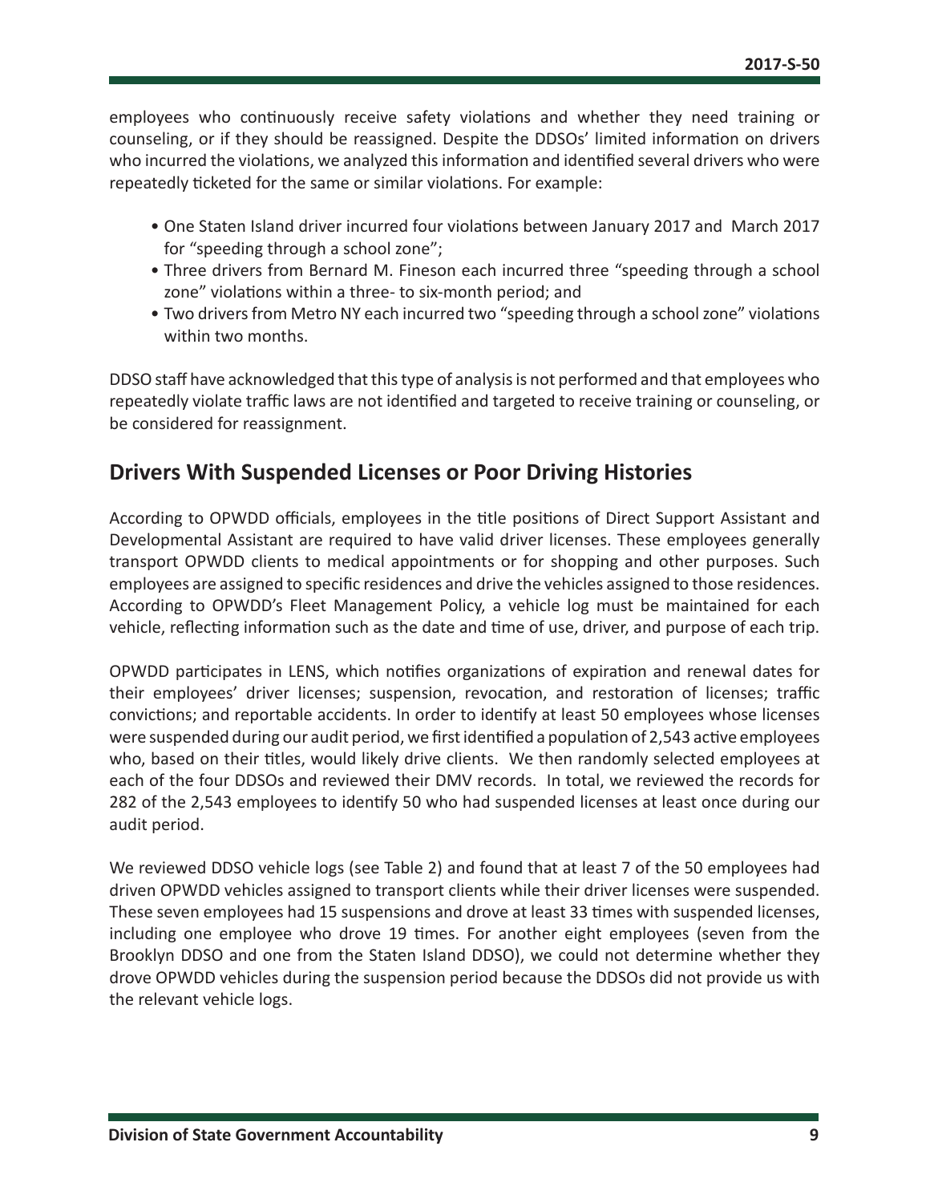employees who continuously receive safety violations and whether they need training or counseling, or if they should be reassigned. Despite the DDSOs' limited information on drivers who incurred the violations, we analyzed this information and identified several drivers who were repeatedly ticketed for the same or similar violations. For example:

- One Staten Island driver incurred four violations between January 2017 and March 2017 for "speeding through a school zone";
- Three drivers from Bernard M. Fineson each incurred three "speeding through a school zone" violations within a three- to six-month period; and
- Two drivers from Metro NY each incurred two "speeding through a school zone" violations within two months.

DDSO staff have acknowledged that this type of analysis is not performed and that employees who repeatedly violate traffic laws are not identified and targeted to receive training or counseling, or be considered for reassignment.

## Drivers With Suspended Licenses or Poor Driving Histories

According to OPWDD officials, employees in the title positions of Direct Support Assistant and Developmental Assistant are required to have valid driver licenses. These employees generally transport OPWDD clients to medical appointments or for shopping and other purposes. Such employees are assigned to specific residences and drive the vehicles assigned to those residences. According to OPWDD's Fleet Management Policy, a vehicle log must be maintained for each vehicle, reflecting information such as the date and time of use, driver, and purpose of each trip.

OPWDD participates in LENS, which notifies organizations of expiration and renewal dates for their employees' driver licenses; suspension, revocation, and restoration of licenses; traffic convictions; and reportable accidents. In order to identify at least 50 employees whose licenses were suspended during our audit period, we first identified a population of 2,543 active employees who, based on their titles, would likely drive clients. We then randomly selected employees at each of the four DDSOs and reviewed their DMV records. In total, we reviewed the records for 282 of the 2,543 employees to identify 50 who had suspended licenses at least once during our audit period.

We reviewed DDSO vehicle logs (see Table 2) and found that at least 7 of the 50 employees had driven OPWDD vehicles assigned to transport clients while their driver licenses were suspended. These seven employees had 15 suspensions and drove at least 33 times with suspended licenses, including one employee who drove 19 times. For another eight employees (seven from the Brooklyn DDSO and one from the Staten Island DDSO), we could not determine whether they drove OPWDD vehicles during the suspension period because the DDSOs did not provide us with the relevant vehicle logs.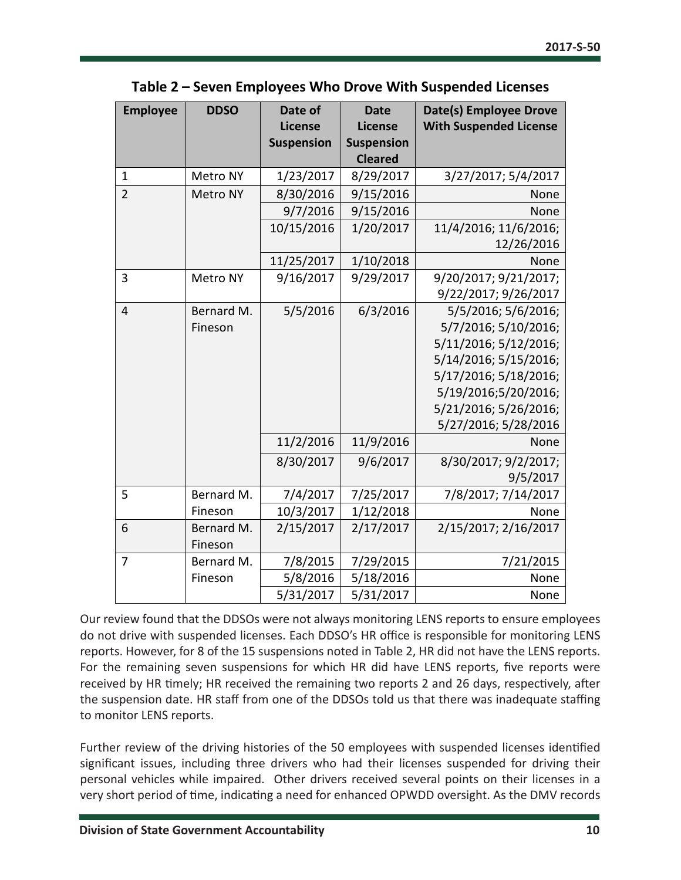**Table 2 – Seven Employees Who Drove With Suspended Licenses**

| Employee | DDSO | Date of License Suspension | Date License Suspension Cleared | Date(s) Employee Drove With Suspended License |
|---|---|---|---|---|
| 1 | Metro NY | 1/23/2017 | 8/29/2017 | 3/27/2017; 5/4/2017 |
| 2 | Metro NY | 8/30/2016 | 9/15/2016 | None |
| | | 9/7/2016 | 9/15/2016 | None |
| | | 10/15/2016 | 1/20/2017 | 11/4/2016; 11/6/2016; 12/26/2016 |
| | | 11/25/2017 | 1/10/2018 | None |
| 3 | Metro NY | 9/16/2017 | 9/29/2017 | 9/20/2017; 9/21/2017; 9/22/2017; 9/26/2017 |
| 4 | Bernard M. Fineson | 5/5/2016 | 6/3/2016 | 5/5/2016; 5/6/2016; 5/7/2016; 5/10/2016; 5/11/2016; 5/12/2016; 5/14/2016; 5/15/2016; 5/17/2016; 5/18/2016; 5/19/2016;5/20/2016; 5/21/2016; 5/26/2016; 5/27/2016; 5/28/2016 |
| | | 11/2/2016 | 11/9/2016 | None |
| | | 8/30/2017 | 9/6/2017 | 8/30/2017; 9/2/2017; 9/5/2017 |
| 5 | Bernard M. Fineson | 7/4/2017 | 7/25/2017 | 7/8/2017; 7/14/2017 |
| | | 10/3/2017 | 1/12/2018 | None |
| 6 | Bernard M. Fineson | 2/15/2017 | 2/17/2017 | 2/15/2017; 2/16/2017 |
| 7 | Bernard M. Fineson | 7/8/2015 | 7/29/2015 | 7/21/2015 |
| | | 5/8/2016 | 5/18/2016 | None |
| | | 5/31/2017 | 5/31/2017 | None |

Our review found that the DDSOs were not always monitoring LENS reports to ensure employees do not drive with suspended licenses. Each DDSO's HR office is responsible for monitoring LENS reports. However, for 8 of the 15 suspensions noted in Table 2, HR did not have the LENS reports. For the remaining seven suspensions for which HR did have LENS reports, five reports were received by HR timely; HR received the remaining two reports 2 and 26 days, respectively, after the suspension date. HR staff from one of the DDSOs told us that there was inadequate staffing to monitor LENS reports.

Further review of the driving histories of the 50 employees with suspended licenses identified significant issues, including three drivers who had their licenses suspended for driving their personal vehicles while impaired. Other drivers received several points on their licenses in a very short period of time, indicating a need for enhanced OPWDD oversight. As the DMV records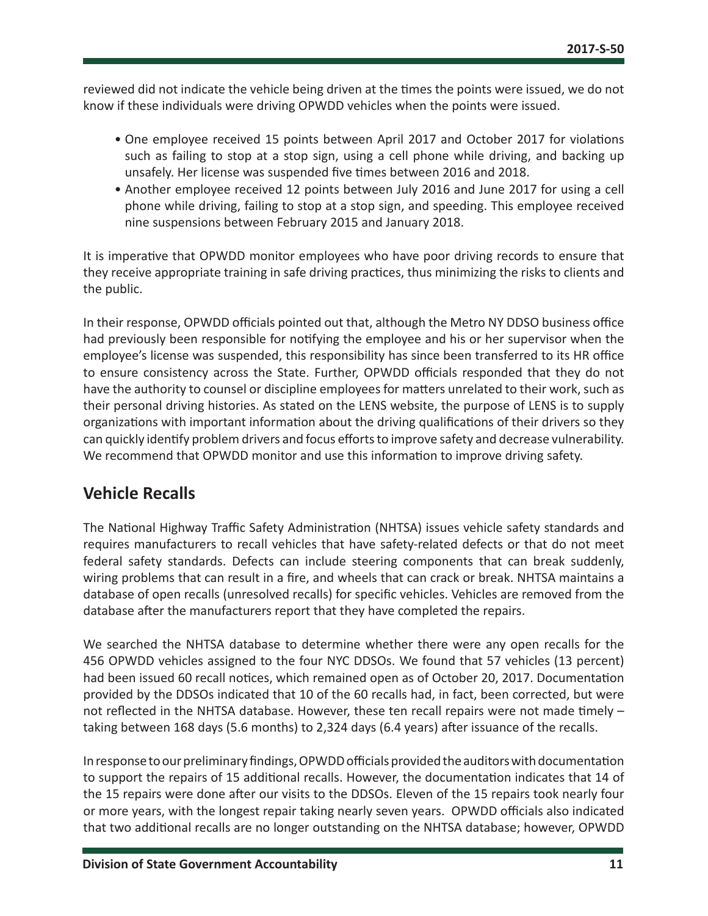reviewed did not indicate the vehicle being driven at the times the points were issued, we do not know if these individuals were driving OPWDD vehicles when the points were issued.

- One employee received 15 points between April 2017 and October 2017 for violations such as failing to stop at a stop sign, using a cell phone while driving, and backing up unsafely. Her license was suspended five times between 2016 and 2018.
- Another employee received 12 points between July 2016 and June 2017 for using a cell phone while driving, failing to stop at a stop sign, and speeding. This employee received nine suspensions between February 2015 and January 2018.

It is imperative that OPWDD monitor employees who have poor driving records to ensure that they receive appropriate training in safe driving practices, thus minimizing the risks to clients and the public.

In their response, OPWDD officials pointed out that, although the Metro NY DDSO business office had previously been responsible for notifying the employee and his or her supervisor when the employee's license was suspended, this responsibility has since been transferred to its HR office to ensure consistency across the State. Further, OPWDD officials responded that they do not have the authority to counsel or discipline employees for matters unrelated to their work, such as their personal driving histories. As stated on the LENS website, the purpose of LENS is to supply organizations with important information about the driving qualifications of their drivers so they can quickly identify problem drivers and focus efforts to improve safety and decrease vulnerability. We recommend that OPWDD monitor and use this information to improve driving safety.

## Vehicle Recalls

The National Highway Traffic Safety Administration (NHTSA) issues vehicle safety standards and requires manufacturers to recall vehicles that have safety-related defects or that do not meet federal safety standards. Defects can include steering components that can break suddenly, wiring problems that can result in a fire, and wheels that can crack or break. NHTSA maintains a database of open recalls (unresolved recalls) for specific vehicles. Vehicles are removed from the database after the manufacturers report that they have completed the repairs.

We searched the NHTSA database to determine whether there were any open recalls for the 456 OPWDD vehicles assigned to the four NYC DDSOs. We found that 57 vehicles (13 percent) had been issued 60 recall notices, which remained open as of October 20, 2017. Documentation provided by the DDSOs indicated that 10 of the 60 recalls had, in fact, been corrected, but were not reflected in the NHTSA database. However, these ten recall repairs were not made timely – taking between 168 days (5.6 months) to 2,324 days (6.4 years) after issuance of the recalls.

In response to our preliminary findings, OPWDD officials provided the auditors with documentation to support the repairs of 15 additional recalls. However, the documentation indicates that 14 of the 15 repairs were done after our visits to the DDSOs. Eleven of the 15 repairs took nearly four or more years, with the longest repair taking nearly seven years. OPWDD officials also indicated that two additional recalls are no longer outstanding on the NHTSA database; however, OPWDD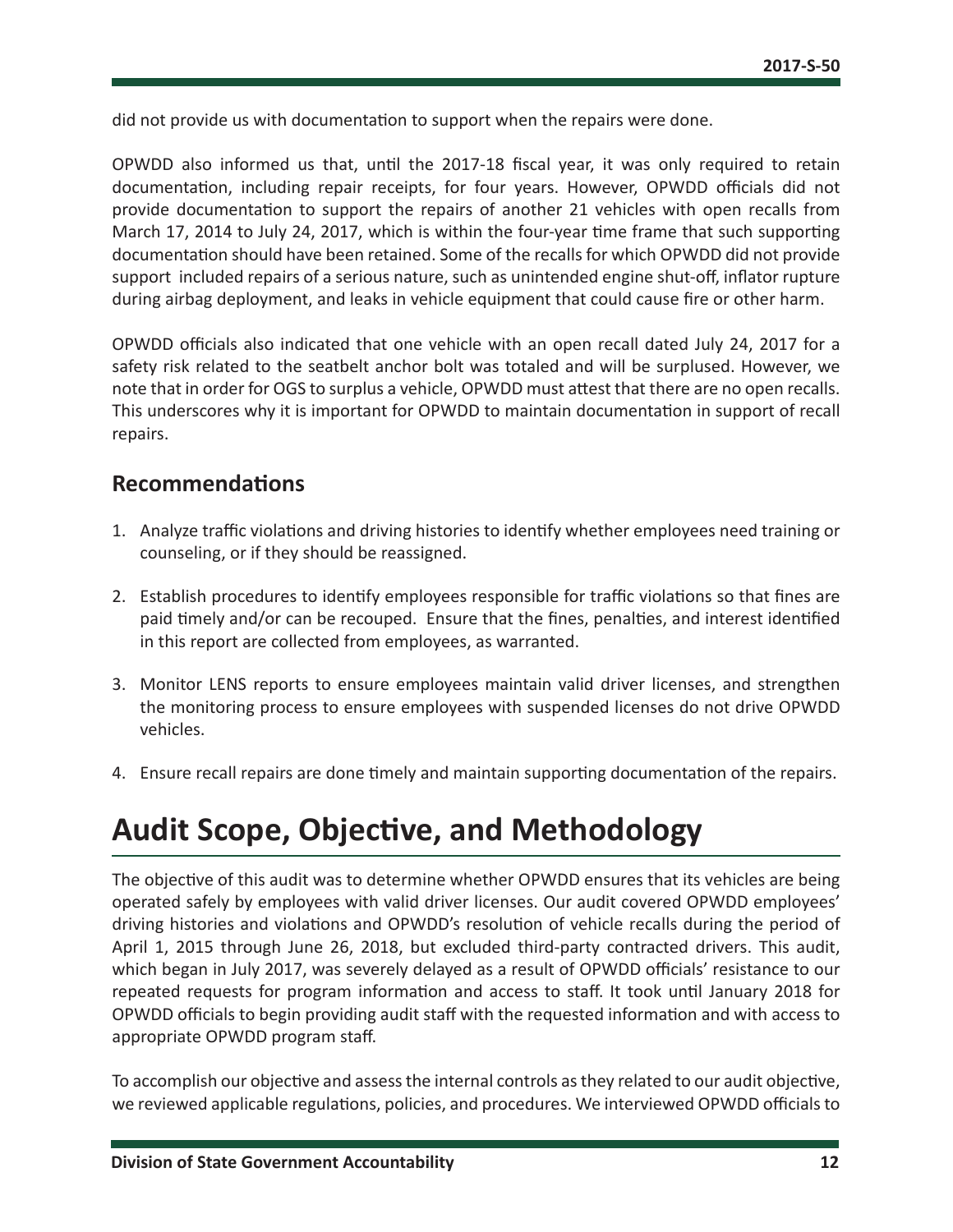did not provide us with documentation to support when the repairs were done.

OPWDD also informed us that, until the 2017-18 fiscal year, it was only required to retain documentation, including repair receipts, for four years. However, OPWDD officials did not provide documentation to support the repairs of another 21 vehicles with open recalls from March 17, 2014 to July 24, 2017, which is within the four-year time frame that such supporting documentation should have been retained. Some of the recalls for which OPWDD did not provide support included repairs of a serious nature, such as unintended engine shut-off, inflator rupture during airbag deployment, and leaks in vehicle equipment that could cause fire or other harm.

OPWDD officials also indicated that one vehicle with an open recall dated July 24, 2017 for a safety risk related to the seatbelt anchor bolt was totaled and will be surplused. However, we note that in order for OGS to surplus a vehicle, OPWDD must attest that there are no open recalls. This underscores why it is important for OPWDD to maintain documentation in support of recall repairs.

## Recommendations

1. Analyze traffic violations and driving histories to identify whether employees need training or counseling, or if they should be reassigned.
2. Establish procedures to identify employees responsible for traffic violations so that fines are paid timely and/or can be recouped. Ensure that the fines, penalties, and interest identified in this report are collected from employees, as warranted.
3. Monitor LENS reports to ensure employees maintain valid driver licenses, and strengthen the monitoring process to ensure employees with suspended licenses do not drive OPWDD vehicles.
4. Ensure recall repairs are done timely and maintain supporting documentation of the repairs.

# Audit Scope, Objective, and Methodology

The objective of this audit was to determine whether OPWDD ensures that its vehicles are being operated safely by employees with valid driver licenses. Our audit covered OPWDD employees' driving histories and violations and OPWDD's resolution of vehicle recalls during the period of April 1, 2015 through June 26, 2018, but excluded third-party contracted drivers. This audit, which began in July 2017, was severely delayed as a result of OPWDD officials' resistance to our repeated requests for program information and access to staff. It took until January 2018 for OPWDD officials to begin providing audit staff with the requested information and with access to appropriate OPWDD program staff.

To accomplish our objective and assess the internal controls as they related to our audit objective, we reviewed applicable regulations, policies, and procedures. We interviewed OPWDD officials to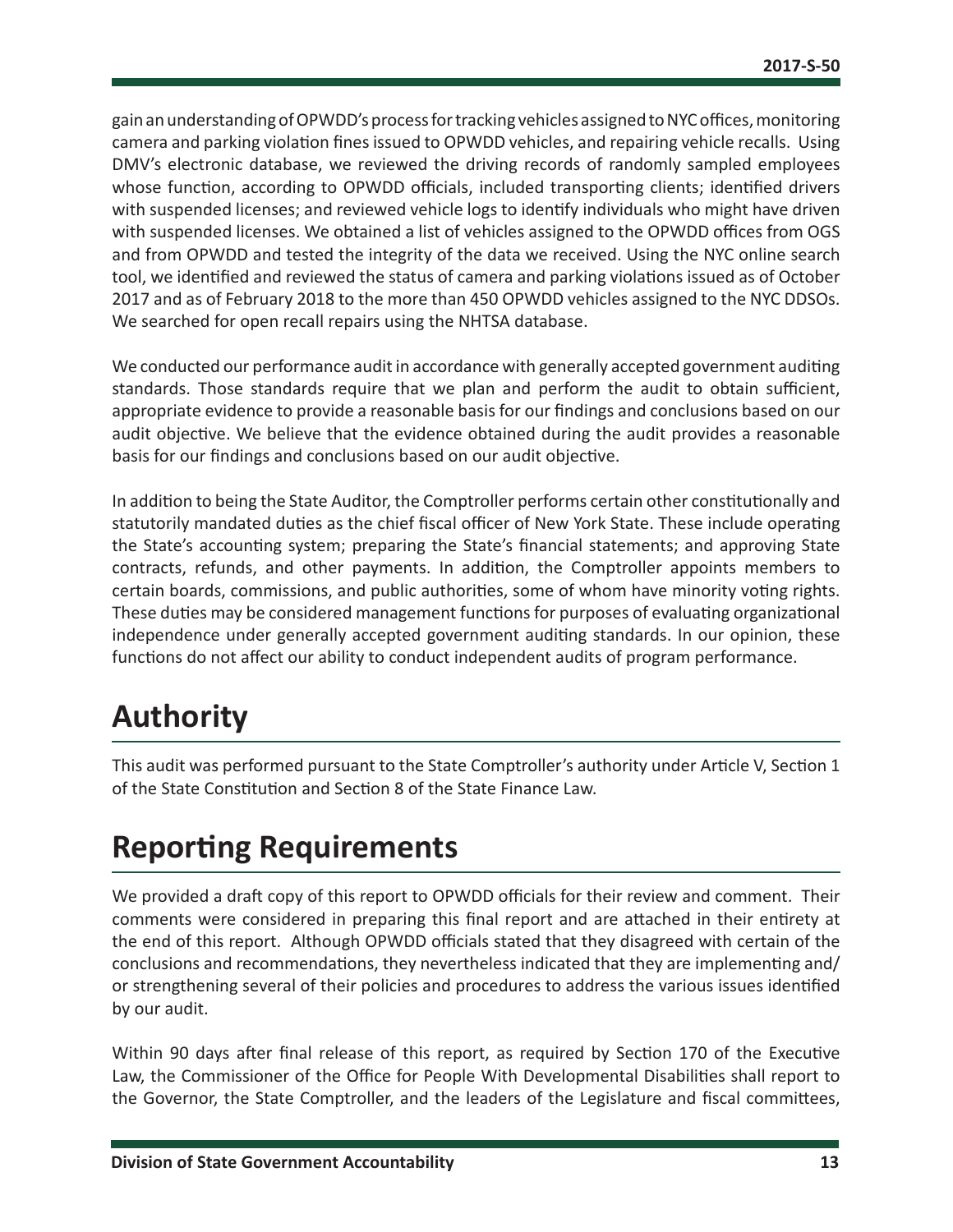gain an understanding of OPWDD's process for tracking vehicles assigned to NYC offices, monitoring camera and parking violation fines issued to OPWDD vehicles, and repairing vehicle recalls. Using DMV's electronic database, we reviewed the driving records of randomly sampled employees whose function, according to OPWDD officials, included transporting clients; identified drivers with suspended licenses; and reviewed vehicle logs to identify individuals who might have driven with suspended licenses. We obtained a list of vehicles assigned to the OPWDD offices from OGS and from OPWDD and tested the integrity of the data we received. Using the NYC online search tool, we identified and reviewed the status of camera and parking violations issued as of October 2017 and as of February 2018 to the more than 450 OPWDD vehicles assigned to the NYC DDSOs. We searched for open recall repairs using the NHTSA database.

We conducted our performance audit in accordance with generally accepted government auditing standards. Those standards require that we plan and perform the audit to obtain sufficient, appropriate evidence to provide a reasonable basis for our findings and conclusions based on our audit objective. We believe that the evidence obtained during the audit provides a reasonable basis for our findings and conclusions based on our audit objective.

In addition to being the State Auditor, the Comptroller performs certain other constitutionally and statutorily mandated duties as the chief fiscal officer of New York State. These include operating the State's accounting system; preparing the State's financial statements; and approving State contracts, refunds, and other payments. In addition, the Comptroller appoints members to certain boards, commissions, and public authorities, some of whom have minority voting rights. These duties may be considered management functions for purposes of evaluating organizational independence under generally accepted government auditing standards. In our opinion, these functions do not affect our ability to conduct independent audits of program performance.

# Authority

This audit was performed pursuant to the State Comptroller's authority under Article V, Section 1 of the State Constitution and Section 8 of the State Finance Law.

# Reporting Requirements

We provided a draft copy of this report to OPWDD officials for their review and comment. Their comments were considered in preparing this final report and are attached in their entirety at the end of this report. Although OPWDD officials stated that they disagreed with certain of the conclusions and recommendations, they nevertheless indicated that they are implementing and/or strengthening several of their policies and procedures to address the various issues identified by our audit.

Within 90 days after final release of this report, as required by Section 170 of the Executive Law, the Commissioner of the Office for People With Developmental Disabilities shall report to the Governor, the State Comptroller, and the leaders of the Legislature and fiscal committees,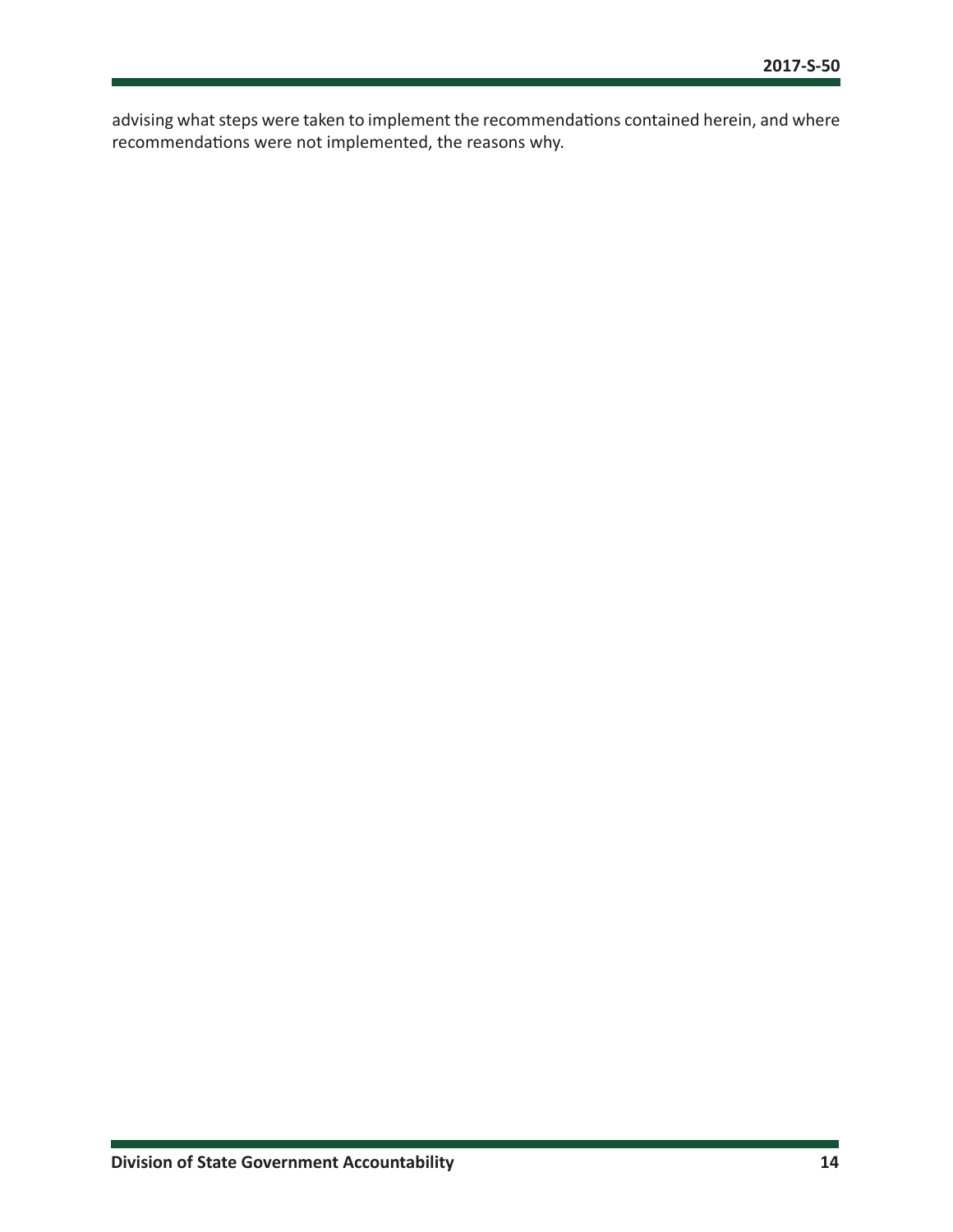advising what steps were taken to implement the recommendations contained herein, and where recommendations were not implemented, the reasons why.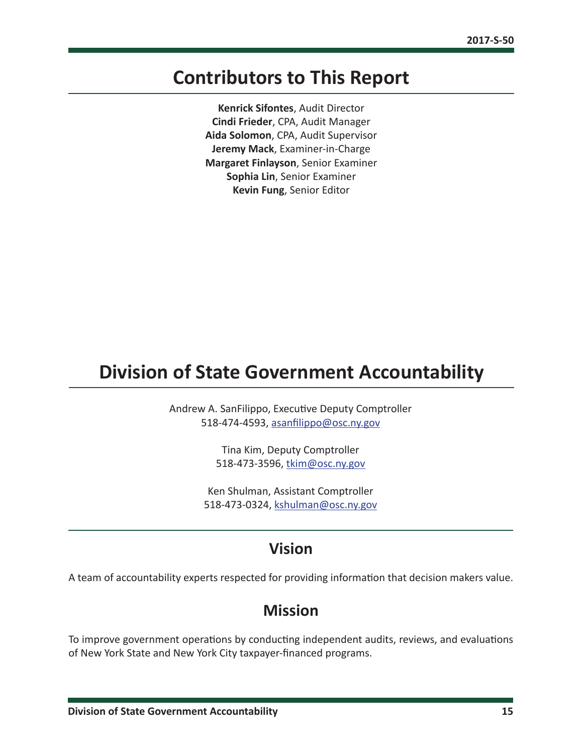# Contributors to This Report

**Kenrick Sifontes**, Audit Director
**Cindi Frieder**, CPA, Audit Manager
**Aida Solomon**, CPA, Audit Supervisor
**Jeremy Mack**, Examiner-in-Charge
**Margaret Finlayson**, Senior Examiner
**Sophia Lin**, Senior Examiner
**Kevin Fung**, Senior Editor

# Division of State Government Accountability

Andrew A. SanFilippo, Executive Deputy Comptroller
518-474-4593, asanfilippo@osc.ny.gov

Tina Kim, Deputy Comptroller
518-473-3596, tkim@osc.ny.gov

Ken Shulman, Assistant Comptroller
518-473-0324, kshulman@osc.ny.gov

## Vision

A team of accountability experts respected for providing information that decision makers value.

## Mission

To improve government operations by conducting independent audits, reviews, and evaluations of New York State and New York City taxpayer-financed programs.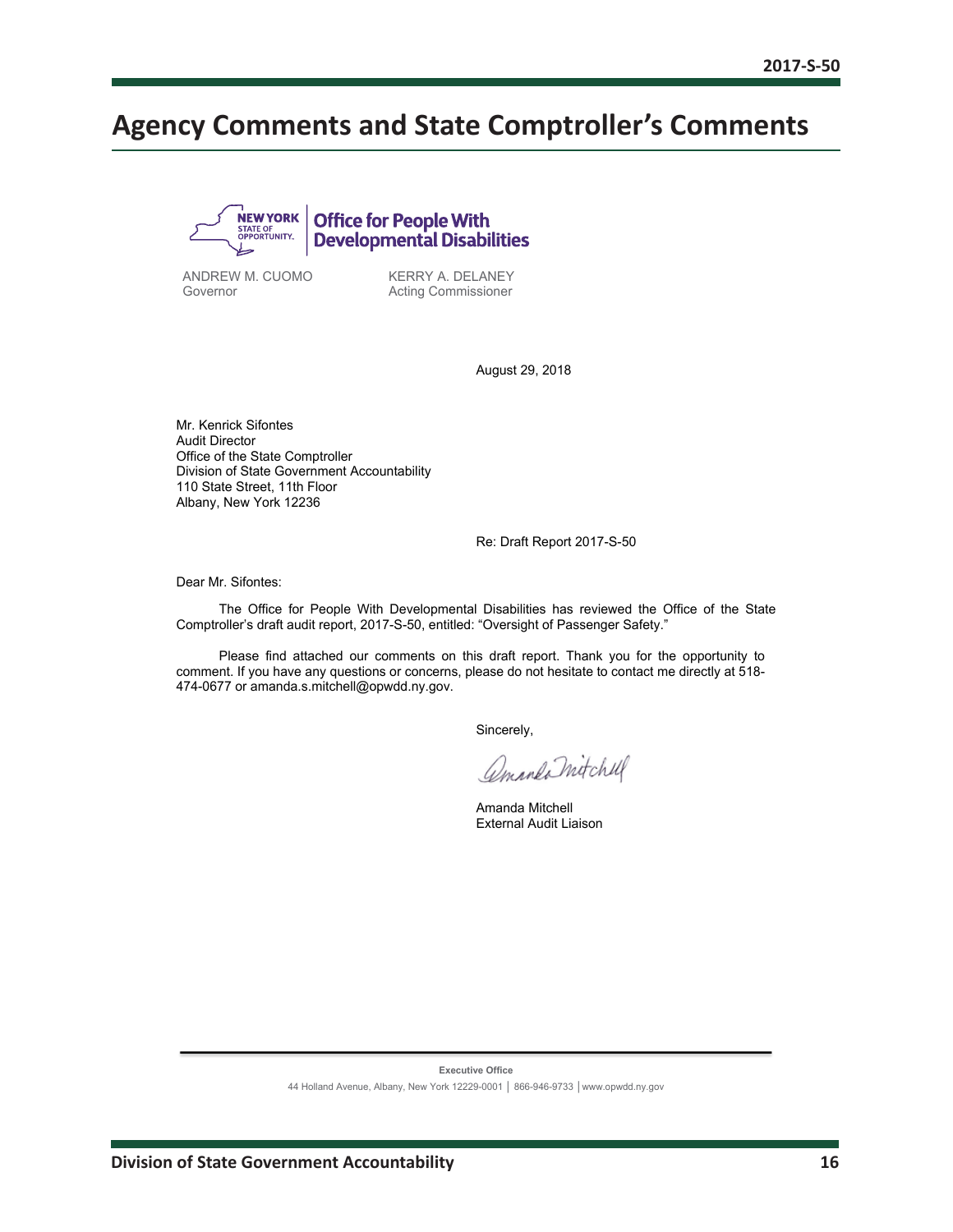# Agency Comments and State Comptroller's Comments

**NEW YORK STATE OF OPPORTUNITY.** | **Office for People With Developmental Disabilities**

ANDREW M. CUOMO
Governor

KERRY A. DELANEY
Acting Commissioner

August 29, 2018

Mr. Kenrick Sifontes
Audit Director
Office of the State Comptroller
Division of State Government Accountability
110 State Street, 11th Floor
Albany, New York 12236

Re: Draft Report 2017-S-50

Dear Mr. Sifontes:

The Office for People With Developmental Disabilities has reviewed the Office of the State Comptroller's draft audit report, 2017-S-50, entitled: "Oversight of Passenger Safety."

Please find attached our comments on this draft report. Thank you for the opportunity to comment. If you have any questions or concerns, please do not hesitate to contact me directly at 518-474-0677 or amanda.s.mitchell@opwdd.ny.gov.

Sincerely,

Amanda Mitchell

Amanda Mitchell
External Audit Liaison

**Executive Office**
44 Holland Avenue, Albany, New York 12229-0001 │ 866-946-9733 │www.opwdd.ny.gov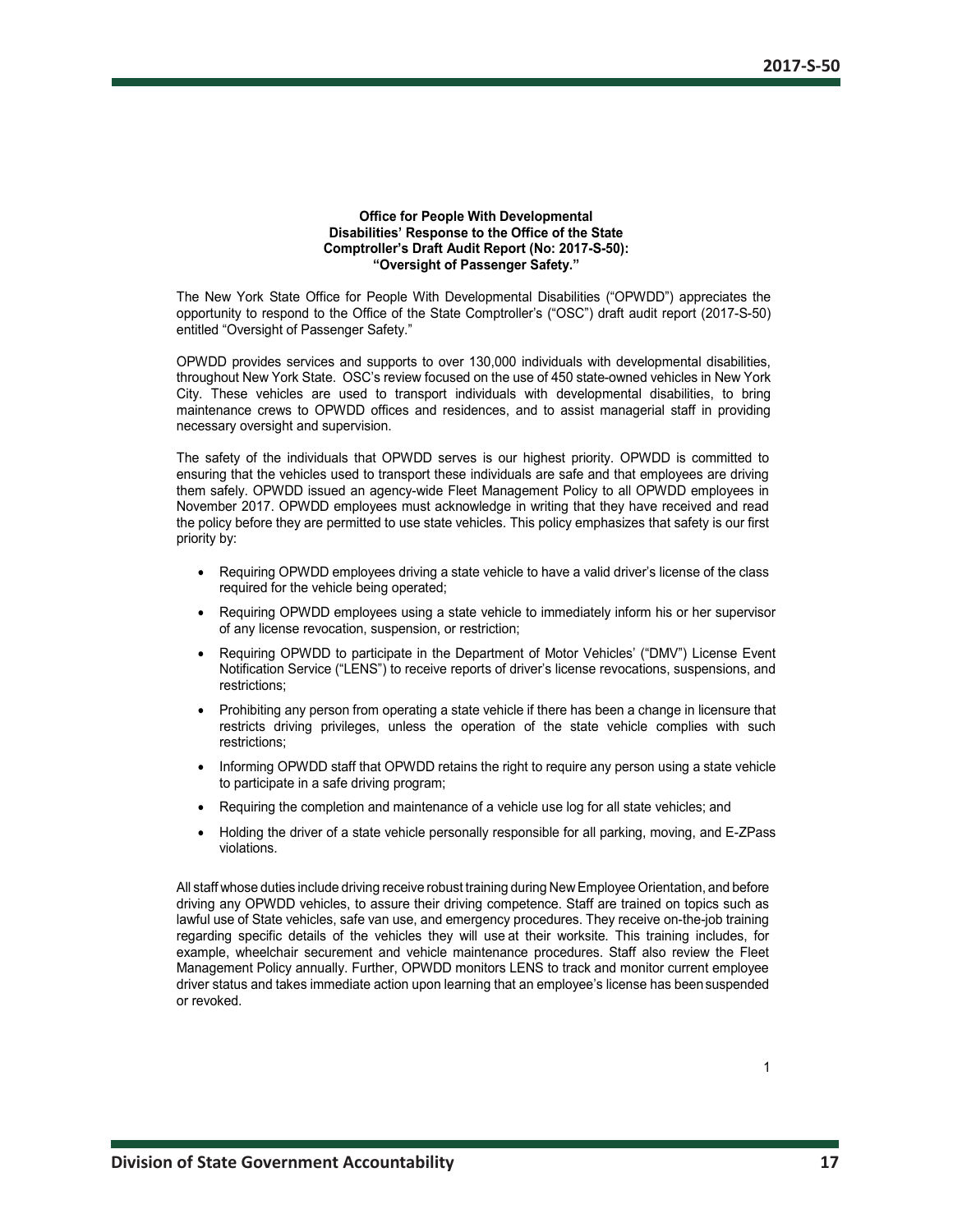**Office for People With Developmental Disabilities' Response to the Office of the State Comptroller's Draft Audit Report (No: 2017-S-50): "Oversight of Passenger Safety."**

The New York State Office for People With Developmental Disabilities ("OPWDD") appreciates the opportunity to respond to the Office of the State Comptroller's ("OSC") draft audit report (2017-S-50) entitled "Oversight of Passenger Safety."

OPWDD provides services and supports to over 130,000 individuals with developmental disabilities, throughout New York State. OSC's review focused on the use of 450 state-owned vehicles in New York City. These vehicles are used to transport individuals with developmental disabilities, to bring maintenance crews to OPWDD offices and residences, and to assist managerial staff in providing necessary oversight and supervision.

The safety of the individuals that OPWDD serves is our highest priority. OPWDD is committed to ensuring that the vehicles used to transport these individuals are safe and that employees are driving them safely. OPWDD issued an agency-wide Fleet Management Policy to all OPWDD employees in November 2017. OPWDD employees must acknowledge in writing that they have received and read the policy before they are permitted to use state vehicles. This policy emphasizes that safety is our first priority by:

- Requiring OPWDD employees driving a state vehicle to have a valid driver's license of the class required for the vehicle being operated;
- Requiring OPWDD employees using a state vehicle to immediately inform his or her supervisor of any license revocation, suspension, or restriction;
- Requiring OPWDD to participate in the Department of Motor Vehicles' ("DMV") License Event Notification Service ("LENS") to receive reports of driver's license revocations, suspensions, and restrictions;
- Prohibiting any person from operating a state vehicle if there has been a change in licensure that restricts driving privileges, unless the operation of the state vehicle complies with such restrictions;
- Informing OPWDD staff that OPWDD retains the right to require any person using a state vehicle to participate in a safe driving program;
- Requiring the completion and maintenance of a vehicle use log for all state vehicles; and
- Holding the driver of a state vehicle personally responsible for all parking, moving, and E-ZPass violations.

All staff whose duties include driving receive robust training during New Employee Orientation, and before driving any OPWDD vehicles, to assure their driving competence. Staff are trained on topics such as lawful use of State vehicles, safe van use, and emergency procedures. They receive on-the-job training regarding specific details of the vehicles they will use at their worksite. This training includes, for example, wheelchair securement and vehicle maintenance procedures. Staff also review the Fleet Management Policy annually. Further, OPWDD monitors LENS to track and monitor current employee driver status and takes immediate action upon learning that an employee's license has been suspended or revoked.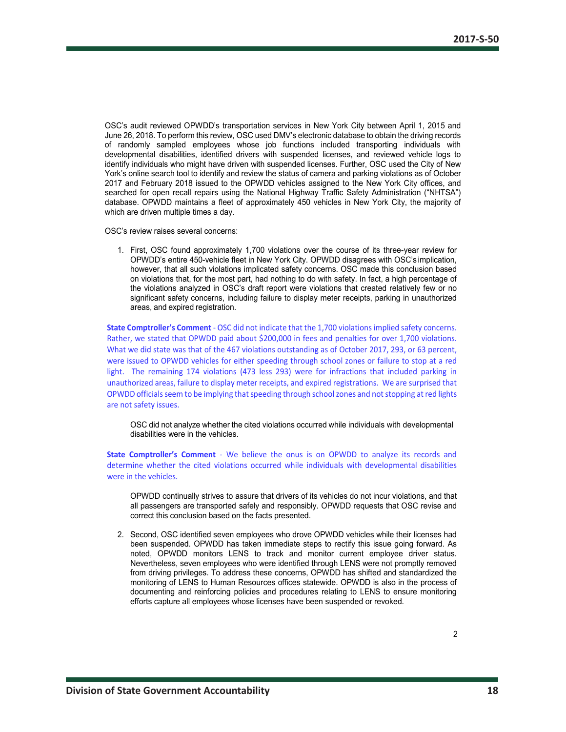OSC's audit reviewed OPWDD's transportation services in New York City between April 1, 2015 and June 26, 2018. To perform this review, OSC used DMV's electronic database to obtain the driving records of randomly sampled employees whose job functions included transporting individuals with developmental disabilities, identified drivers with suspended licenses, and reviewed vehicle logs to identify individuals who might have driven with suspended licenses. Further, OSC used the City of New York's online search tool to identify and review the status of camera and parking violations as of October 2017 and February 2018 issued to the OPWDD vehicles assigned to the New York City offices, and searched for open recall repairs using the National Highway Traffic Safety Administration ("NHTSA") database. OPWDD maintains a fleet of approximately 450 vehicles in New York City, the majority of which are driven multiple times a day.

OSC's review raises several concerns:

1. First, OSC found approximately 1,700 violations over the course of its three-year review for OPWDD's entire 450-vehicle fleet in New York City. OPWDD disagrees with OSC's implication, however, that all such violations implicated safety concerns. OSC made this conclusion based on violations that, for the most part, had nothing to do with safety. In fact, a high percentage of the violations analyzed in OSC's draft report were violations that created relatively few or no significant safety concerns, including failure to display meter receipts, parking in unauthorized areas, and expired registration.

**State Comptroller's Comment** - OSC did not indicate that the 1,700 violations implied safety concerns. Rather, we stated that OPWDD paid about $200,000 in fees and penalties for over 1,700 violations. What we did state was that of the 467 violations outstanding as of October 2017, 293, or 63 percent, were issued to OPWDD vehicles for either speeding through school zones or failure to stop at a red light. The remaining 174 violations (473 less 293) were for infractions that included parking in unauthorized areas, failure to display meter receipts, and expired registrations. We are surprised that OPWDD officials seem to be implying that speeding through school zones and not stopping at red lights are not safety issues.

   OSC did not analyze whether the cited violations occurred while individuals with developmental disabilities were in the vehicles.

**State Comptroller's Comment** - We believe the onus is on OPWDD to analyze its records and determine whether the cited violations occurred while individuals with developmental disabilities were in the vehicles.

   OPWDD continually strives to assure that drivers of its vehicles do not incur violations, and that all passengers are transported safely and responsibly. OPWDD requests that OSC revise and correct this conclusion based on the facts presented.

2. Second, OSC identified seven employees who drove OPWDD vehicles while their licenses had been suspended. OPWDD has taken immediate steps to rectify this issue going forward. As noted, OPWDD monitors LENS to track and monitor current employee driver status. Nevertheless, seven employees who were identified through LENS were not promptly removed from driving privileges. To address these concerns, OPWDD has shifted and standardized the monitoring of LENS to Human Resources offices statewide. OPWDD is also in the process of documenting and reinforcing policies and procedures relating to LENS to ensure monitoring efforts capture all employees whose licenses have been suspended or revoked.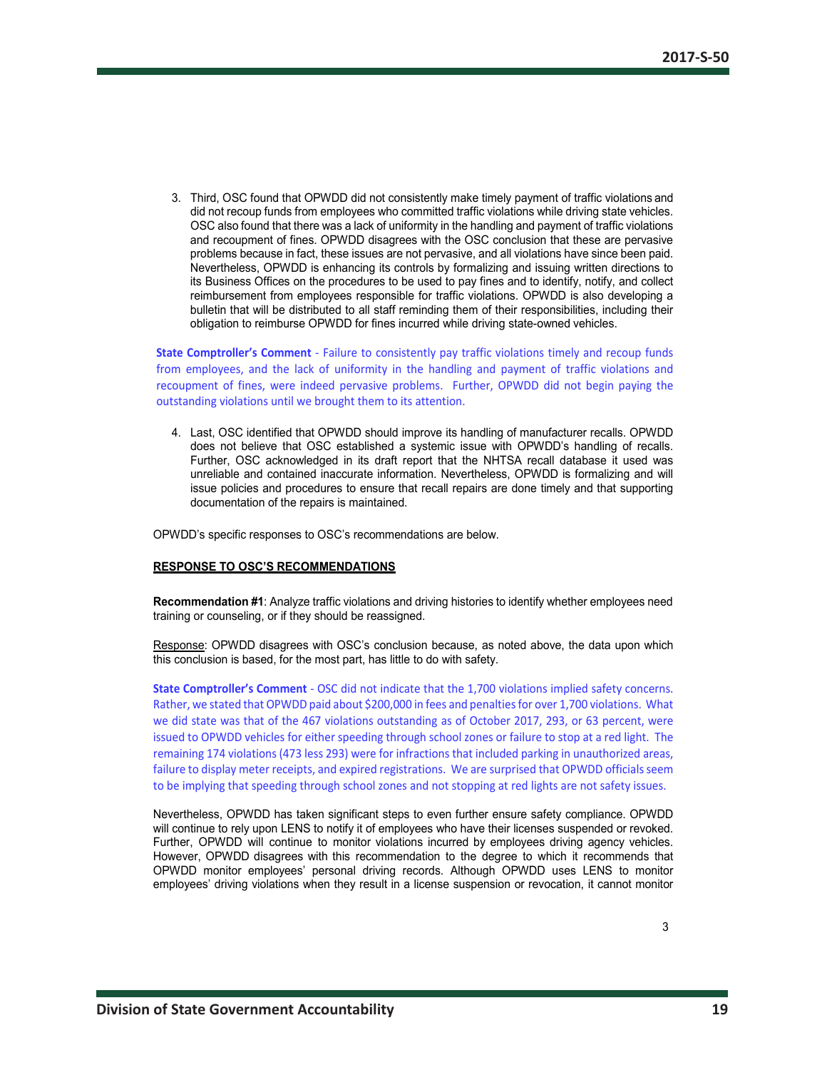3. Third, OSC found that OPWDD did not consistently make timely payment of traffic violations and did not recoup funds from employees who committed traffic violations while driving state vehicles. OSC also found that there was a lack of uniformity in the handling and payment of traffic violations and recoupment of fines. OPWDD disagrees with the OSC conclusion that these are pervasive problems because in fact, these issues are not pervasive, and all violations have since been paid. Nevertheless, OPWDD is enhancing its controls by formalizing and issuing written directions to its Business Offices on the procedures to be used to pay fines and to identify, notify, and collect reimbursement from employees responsible for traffic violations. OPWDD is also developing a bulletin that will be distributed to all staff reminding them of their responsibilities, including their obligation to reimburse OPWDD for fines incurred while driving state-owned vehicles.

**State Comptroller's Comment** - Failure to consistently pay traffic violations timely and recoup funds from employees, and the lack of uniformity in the handling and payment of traffic violations and recoupment of fines, were indeed pervasive problems. Further, OPWDD did not begin paying the outstanding violations until we brought them to its attention.

4. Last, OSC identified that OPWDD should improve its handling of manufacturer recalls. OPWDD does not believe that OSC established a systemic issue with OPWDD's handling of recalls. Further, OSC acknowledged in its draft report that the NHTSA recall database it used was unreliable and contained inaccurate information. Nevertheless, OPWDD is formalizing and will issue policies and procedures to ensure that recall repairs are done timely and that supporting documentation of the repairs is maintained.

OPWDD's specific responses to OSC's recommendations are below.

**RESPONSE TO OSC'S RECOMMENDATIONS**

**Recommendation #1**: Analyze traffic violations and driving histories to identify whether employees need training or counseling, or if they should be reassigned.

Response: OPWDD disagrees with OSC's conclusion because, as noted above, the data upon which this conclusion is based, for the most part, has little to do with safety.

**State Comptroller's Comment** - OSC did not indicate that the 1,700 violations implied safety concerns. Rather, we stated that OPWDD paid about $200,000 in fees and penalties for over 1,700 violations. What we did state was that of the 467 violations outstanding as of October 2017, 293, or 63 percent, were issued to OPWDD vehicles for either speeding through school zones or failure to stop at a red light. The remaining 174 violations (473 less 293) were for infractions that included parking in unauthorized areas, failure to display meter receipts, and expired registrations. We are surprised that OPWDD officials seem to be implying that speeding through school zones and not stopping at red lights are not safety issues.

Nevertheless, OPWDD has taken significant steps to even further ensure safety compliance. OPWDD will continue to rely upon LENS to notify it of employees who have their licenses suspended or revoked. Further, OPWDD will continue to monitor violations incurred by employees driving agency vehicles. However, OPWDD disagrees with this recommendation to the degree to which it recommends that OPWDD monitor employees' personal driving records. Although OPWDD uses LENS to monitor employees' driving violations when they result in a license suspension or revocation, it cannot monitor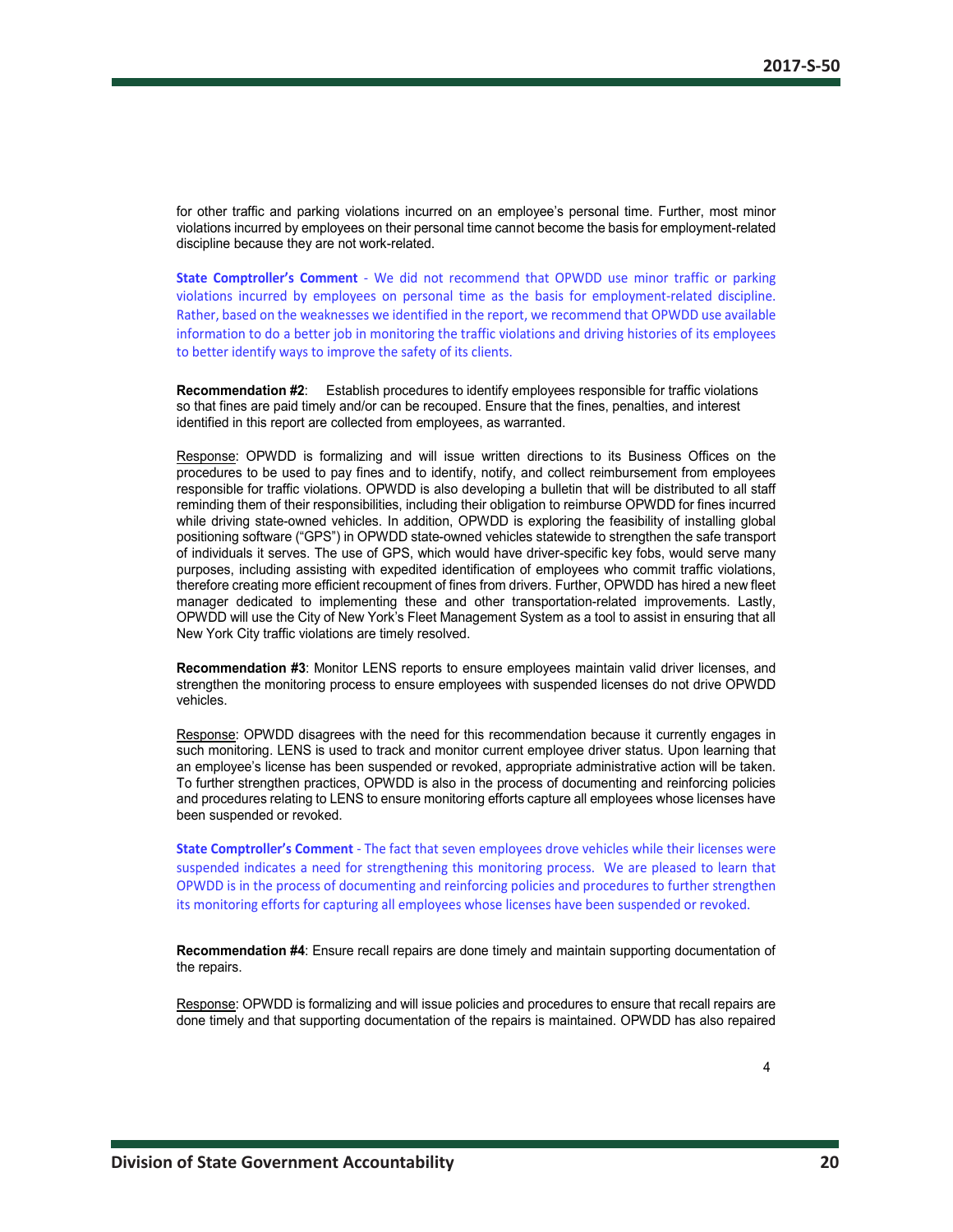for other traffic and parking violations incurred on an employee's personal time. Further, most minor violations incurred by employees on their personal time cannot become the basis for employment-related discipline because they are not work-related.

**State Comptroller's Comment** - We did not recommend that OPWDD use minor traffic or parking violations incurred by employees on personal time as the basis for employment-related discipline. Rather, based on the weaknesses we identified in the report, we recommend that OPWDD use available information to do a better job in monitoring the traffic violations and driving histories of its employees to better identify ways to improve the safety of its clients.

**Recommendation #2**: Establish procedures to identify employees responsible for traffic violations so that fines are paid timely and/or can be recouped. Ensure that the fines, penalties, and interest identified in this report are collected from employees, as warranted.

Response: OPWDD is formalizing and will issue written directions to its Business Offices on the procedures to be used to pay fines and to identify, notify, and collect reimbursement from employees responsible for traffic violations. OPWDD is also developing a bulletin that will be distributed to all staff reminding them of their responsibilities, including their obligation to reimburse OPWDD for fines incurred while driving state-owned vehicles. In addition, OPWDD is exploring the feasibility of installing global positioning software ("GPS") in OPWDD state-owned vehicles statewide to strengthen the safe transport of individuals it serves. The use of GPS, which would have driver-specific key fobs, would serve many purposes, including assisting with expedited identification of employees who commit traffic violations, therefore creating more efficient recoupment of fines from drivers. Further, OPWDD has hired a new fleet manager dedicated to implementing these and other transportation-related improvements. Lastly, OPWDD will use the City of New York's Fleet Management System as a tool to assist in ensuring that all New York City traffic violations are timely resolved.

**Recommendation #3**: Monitor LENS reports to ensure employees maintain valid driver licenses, and strengthen the monitoring process to ensure employees with suspended licenses do not drive OPWDD vehicles.

Response: OPWDD disagrees with the need for this recommendation because it currently engages in such monitoring. LENS is used to track and monitor current employee driver status. Upon learning that an employee's license has been suspended or revoked, appropriate administrative action will be taken. To further strengthen practices, OPWDD is also in the process of documenting and reinforcing policies and procedures relating to LENS to ensure monitoring efforts capture all employees whose licenses have been suspended or revoked.

**State Comptroller's Comment** - The fact that seven employees drove vehicles while their licenses were suspended indicates a need for strengthening this monitoring process. We are pleased to learn that OPWDD is in the process of documenting and reinforcing policies and procedures to further strengthen its monitoring efforts for capturing all employees whose licenses have been suspended or revoked.

**Recommendation #4**: Ensure recall repairs are done timely and maintain supporting documentation of the repairs.

Response: OPWDD is formalizing and will issue policies and procedures to ensure that recall repairs are done timely and that supporting documentation of the repairs is maintained. OPWDD has also repaired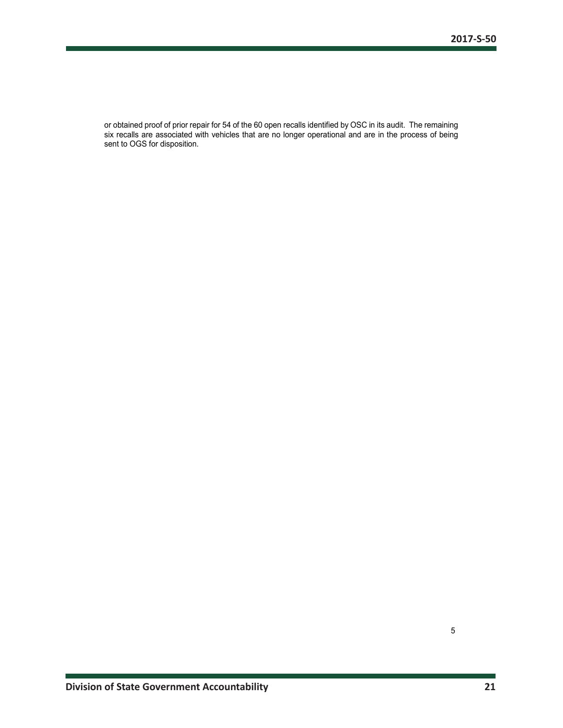or obtained proof of prior repair for 54 of the 60 open recalls identified by OSC in its audit. The remaining six recalls are associated with vehicles that are no longer operational and are in the process of being sent to OGS for disposition.